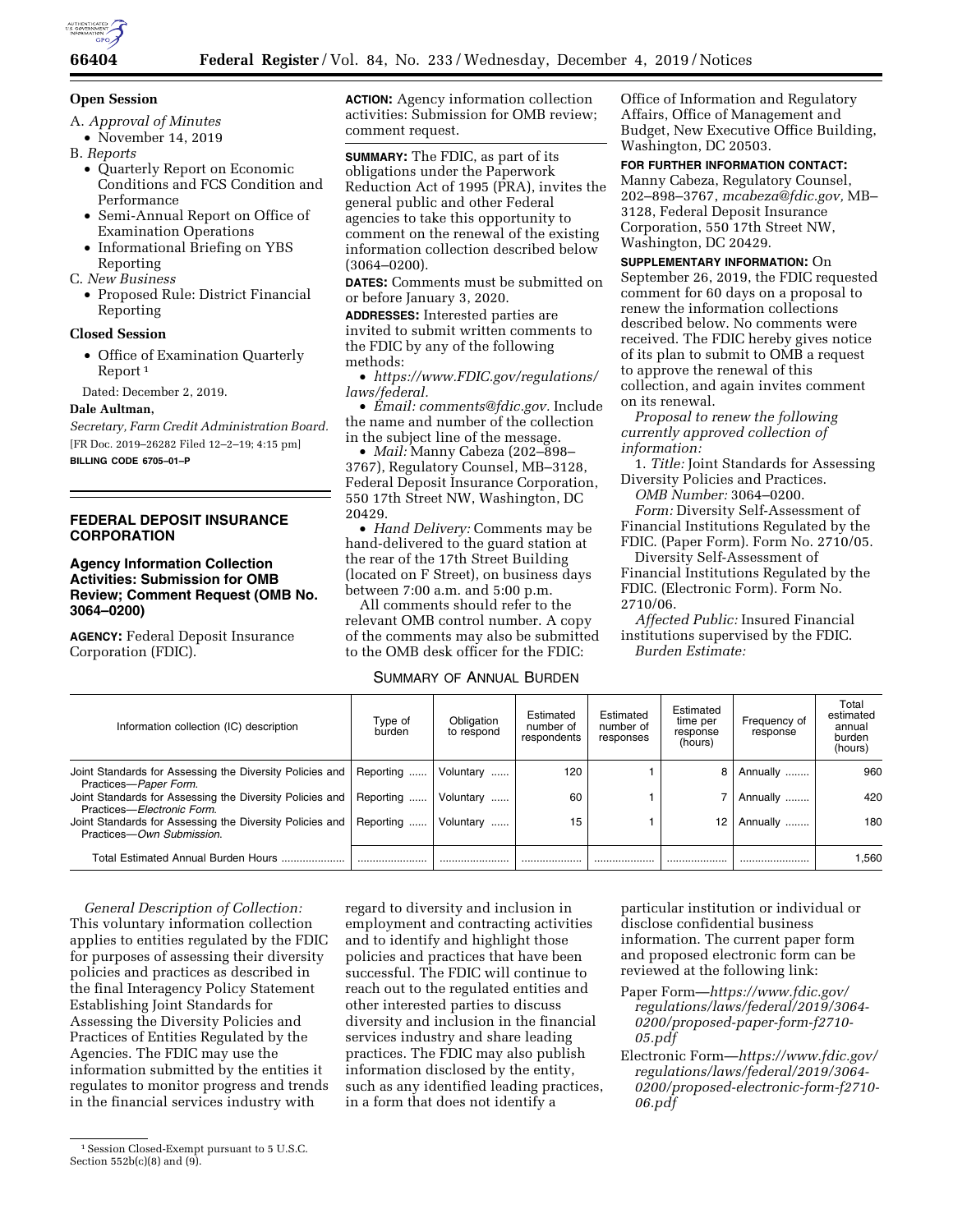**Open Session**

A. *Approval of Minutes*

- November 14, 2019

B. *Reports*

- Quarterly Report on Economic Conditions and FCS Condition and Performance
- Semi-Annual Report on Office of Examination Operations
- Informational Briefing on YBS Reporting

C. *New Business*

- Proposed Rule: District Financial Reporting

**Closed Session**

- Office of Examination Quarterly Report [1]

Dated: December 2, 2019.

**Dale Aultman,**

*Secretary, Farm Credit Administration Board.*

[FR Doc. 2019–26282 Filed 12–2–19; 4:15 pm]

**BILLING CODE 6705–01–P**

---

## FEDERAL DEPOSIT INSURANCE CORPORATION

### Agency Information Collection Activities: Submission for OMB Review; Comment Request (OMB No. 3064–0200)

**AGENCY:** Federal Deposit Insurance Corporation (FDIC).

**ACTION:** Agency information collection activities: Submission for OMB review; comment request.

**SUMMARY:** The FDIC, as part of its obligations under the Paperwork Reduction Act of 1995 (PRA), invites the general public and other Federal agencies to take this opportunity to comment on the renewal of the existing information collection described below (3064–0200).

**DATES:** Comments must be submitted on or before January 3, 2020.

**ADDRESSES:** Interested parties are invited to submit written comments to the FDIC by any of the following methods:

- *https://www.FDIC.gov/regulations/laws/federal.*
- *Email: comments@fdic.gov.* Include the name and number of the collection in the subject line of the message.
- *Mail:* Manny Cabeza (202–898–3767), Regulatory Counsel, MB–3128, Federal Deposit Insurance Corporation, 550 17th Street NW, Washington, DC 20429.
- *Hand Delivery:* Comments may be hand-delivered to the guard station at the rear of the 17th Street Building (located on F Street), on business days between 7:00 a.m. and 5:00 p.m.

All comments should refer to the relevant OMB control number. A copy of the comments may also be submitted to the OMB desk officer for the FDIC: Office of Information and Regulatory Affairs, Office of Management and Budget, New Executive Office Building, Washington, DC 20503.

**FOR FURTHER INFORMATION CONTACT:** Manny Cabeza, Regulatory Counsel, 202–898–3767, *mcabeza@fdic.gov,* MB–3128, Federal Deposit Insurance Corporation, 550 17th Street NW, Washington, DC 20429.

**SUPPLEMENTARY INFORMATION:** On September 26, 2019, the FDIC requested comment for 60 days on a proposal to renew the information collections described below. No comments were received. The FDIC hereby gives notice of its plan to submit to OMB a request to approve the renewal of this collection, and again invites comment on its renewal.

*Proposal to renew the following currently approved collection of information:*

1. *Title:* Joint Standards for Assessing Diversity Policies and Practices.

*OMB Number:* 3064–0200.

*Form:* Diversity Self-Assessment of Financial Institutions Regulated by the FDIC. (Paper Form). Form No. 2710/05.

Diversity Self-Assessment of Financial Institutions Regulated by the FDIC. (Electronic Form). Form No. 2710/06.

*Affected Public:* Insured Financial institutions supervised by the FDIC.

*Burden Estimate:*

SUMMARY OF ANNUAL BURDEN

| Information collection (IC) description | Type of burden | Obligation to respond | Estimated number of respondents | Estimated number of responses | Estimated time per response (hours) | Frequency of response | Total estimated annual burden (hours) |
|---|---|---|---|---|---|---|---|
| Joint Standards for Assessing the Diversity Policies and Practices—*Paper Form.* | Reporting | Voluntary | 120 | 1 | 8 | Annually | 960 |
| Joint Standards for Assessing the Diversity Policies and Practices—*Electronic Form.* | Reporting | Voluntary | 60 | 1 | 7 | Annually | 420 |
| Joint Standards for Assessing the Diversity Policies and Practices—*Own Submission.* | Reporting | Voluntary | 15 | 1 | 12 | Annually | 180 |
| Total Estimated Annual Burden Hours | | | | | | | 1,560 |

*General Description of Collection:* This voluntary information collection applies to entities regulated by the FDIC for purposes of assessing their diversity policies and practices as described in the final Interagency Policy Statement Establishing Joint Standards for Assessing the Diversity Policies and Practices of Entities Regulated by the Agencies. The FDIC may use the information submitted by the entities it regulates to monitor progress and trends in the financial services industry with regard to diversity and inclusion in employment and contracting activities and to identify and highlight those policies and practices that have been successful. The FDIC will continue to reach out to the regulated entities and other interested parties to discuss diversity and inclusion in the financial services industry and share leading practices. The FDIC may also publish information disclosed by the entity, such as any identified leading practices, in a form that does not identify a particular institution or individual or disclose confidential business information. The current paper form and proposed electronic form can be reviewed at the following link:

Paper Form—*https://www.fdic.gov/regulations/laws/federal/2019/3064-0200/proposed-paper-form-f2710-05.pdf*

Electronic Form—*https://www.fdic.gov/regulations/laws/federal/2019/3064-0200/proposed-electronic-form-f2710-06.pdf*

---

[1] Session Closed-Exempt pursuant to 5 U.S.C. Section 552b(c)(8) and (9).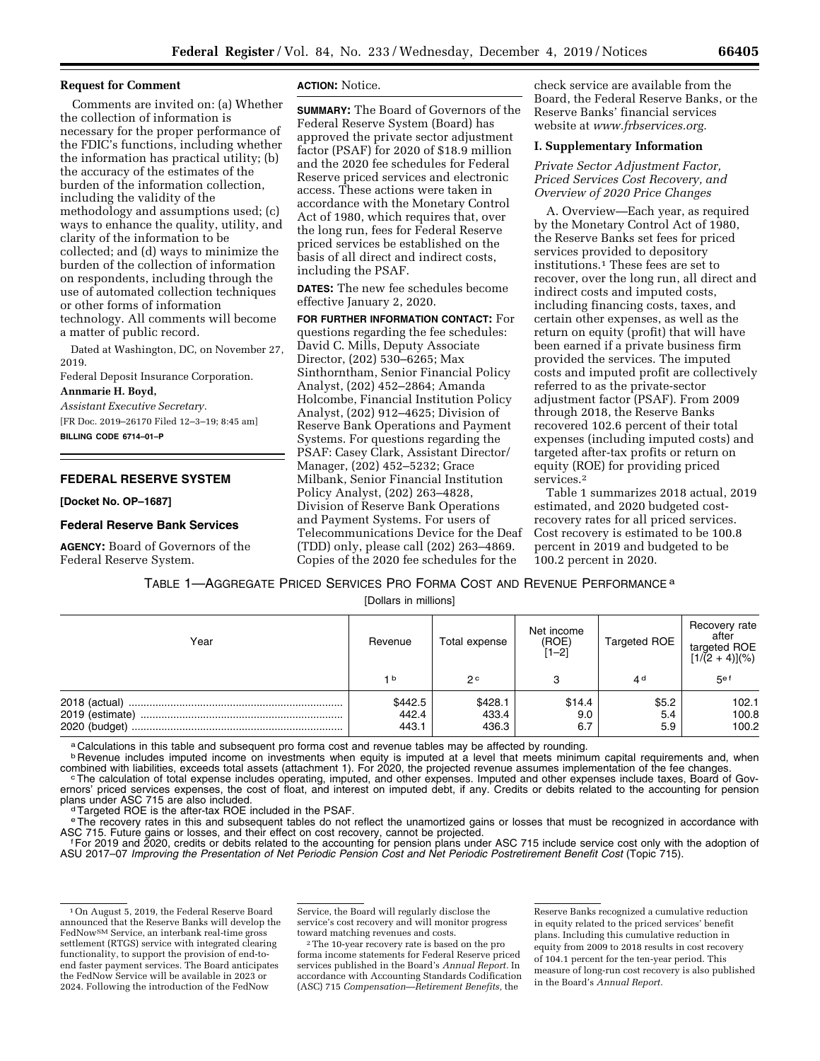## Request for Comment

Comments are invited on: (a) Whether the collection of information is necessary for the proper performance of the FDIC's functions, including whether the information has practical utility; (b) the accuracy of the estimates of the burden of the information collection, including the validity of the methodology and assumptions used; (c) ways to enhance the quality, utility, and clarity of the information to be collected; and (d) ways to minimize the burden of the collection of information on respondents, including through the use of automated collection techniques or other forms of information technology. All comments will become a matter of public record.

Dated at Washington, DC, on November 27, 2019.

Federal Deposit Insurance Corporation.

**Annmarie H. Boyd,**

*Assistant Executive Secretary.*

[FR Doc. 2019–26170 Filed 12–3–19; 8:45 am]

**BILLING CODE 6714–01–P**

---

# FEDERAL RESERVE SYSTEM

**[Docket No. OP–1687]**

## Federal Reserve Bank Services

**AGENCY:** Board of Governors of the Federal Reserve System.

**ACTION:** Notice.

**SUMMARY:** The Board of Governors of the Federal Reserve System (Board) has approved the private sector adjustment factor (PSAF) for 2020 of $18.9 million and the 2020 fee schedules for Federal Reserve priced services and electronic access. These actions were taken in accordance with the Monetary Control Act of 1980, which requires that, over the long run, fees for Federal Reserve priced services be established on the basis of all direct and indirect costs, including the PSAF.

**DATES:** The new fee schedules become effective January 2, 2020.

**FOR FURTHER INFORMATION CONTACT:** For questions regarding the fee schedules: David C. Mills, Deputy Associate Director, (202) 530–6265; Max Sinthorntham, Senior Financial Policy Analyst, (202) 452–2864; Amanda Holcombe, Financial Institution Policy Analyst, (202) 912–4625; Division of Reserve Bank Operations and Payment Systems. For questions regarding the PSAF: Casey Clark, Assistant Director/Manager, (202) 452–5232; Grace Milbank, Senior Financial Institution Policy Analyst, (202) 263–4828, Division of Reserve Bank Operations and Payment Systems. For users of Telecommunications Device for the Deaf (TDD) only, please call (202) 263–4869. Copies of the 2020 fee schedules for the check service are available from the Board, the Federal Reserve Banks, or the Reserve Banks' financial services website at *www.frbservices.org.*

## I. Supplementary Information

### *Private Sector Adjustment Factor, Priced Services Cost Recovery, and Overview of 2020 Price Changes*

A. Overview—Each year, as required by the Monetary Control Act of 1980, the Reserve Banks set fees for priced services provided to depository institutions.[1] These fees are set to recover, over the long run, all direct and indirect costs and imputed costs, including financing costs, taxes, and certain other expenses, as well as the return on equity (profit) that will have been earned if a private business firm provided the services. The imputed costs and imputed profit are collectively referred to as the private-sector adjustment factor (PSAF). From 2009 through 2018, the Reserve Banks recovered 102.6 percent of their total expenses (including imputed costs) and targeted after-tax profits or return on equity (ROE) for providing priced services.[2]

Table 1 summarizes 2018 actual, 2019 estimated, and 2020 budgeted cost-recovery rates for all priced services. Cost recovery is estimated to be 100.8 percent in 2019 and budgeted to be 100.2 percent in 2020.

TABLE 1—AGGREGATE PRICED SERVICES PRO FORMA COST AND REVENUE PERFORMANCE [a]

[Dollars in millions]

| Year | Revenue | Total expense | Net income (ROE) [1–2] | Targeted ROE | Recovery rate after targeted ROE [1/(2 + 4)](%) |
|---|---|---|---|---|---|
| | 1 [b] | 2 [c] | 3 | 4 [d] | 5 [e f] |
| 2018 (actual) | $442.5 | $428.1 | $14.4 | $5.2 | 102.1 |
| 2019 (estimate) | 442.4 | 433.4 | 9.0 | 5.4 | 100.8 |
| 2020 (budget) | 443.1 | 436.3 | 6.7 | 5.9 | 100.2 |

[a] Calculations in this table and subsequent pro forma cost and revenue tables may be affected by rounding.

[b] Revenue includes imputed income on investments when equity is imputed at a level that meets minimum capital requirements and, when combined with liabilities, exceeds total assets (attachment 1). For 2020, the projected revenue assumes implementation of the fee changes.

[c] The calculation of total expense includes operating, imputed, and other expenses. Imputed and other expenses include taxes, Board of Governors' priced services expenses, the cost of float, and interest on imputed debt, if any. Credits or debits related to the accounting for pension plans under ASC 715 are also included.

[d] Targeted ROE is the after-tax ROE included in the PSAF.

[e] The recovery rates in this and subsequent tables do not reflect the unamortized gains or losses that must be recognized in accordance with ASC 715. Future gains or losses, and their effect on cost recovery, cannot be projected.

[f] For 2019 and 2020, credits or debits related to the accounting for pension plans under ASC 715 include service cost only with the adoption of ASU 2017–07 *Improving the Presentation of Net Periodic Pension Cost and Net Periodic Postretirement Benefit Cost* (Topic 715).

---

[1] On August 5, 2019, the Federal Reserve Board announced that the Reserve Banks will develop the FedNow℠ Service, an interbank real-time gross settlement (RTGS) service with integrated clearing functionality, to support the provision of end-to-end faster payment services. The Board anticipates the FedNow Service will be available in 2023 or 2024. Following the introduction of the FedNow Service, the Board will regularly disclose the service's cost recovery and will monitor progress toward matching revenues and costs.

[2] The 10-year recovery rate is based on the pro forma income statements for Federal Reserve priced services published in the Board's *Annual Report*. In accordance with Accounting Standards Codification (ASC) 715 *Compensation—Retirement Benefits,* the Reserve Banks recognized a cumulative reduction in equity related to the priced services' benefit plans. Including this cumulative reduction in equity from 2009 to 2018 results in cost recovery of 104.1 percent for the ten-year period. This measure of long-run cost recovery is also published in the Board's *Annual Report.*